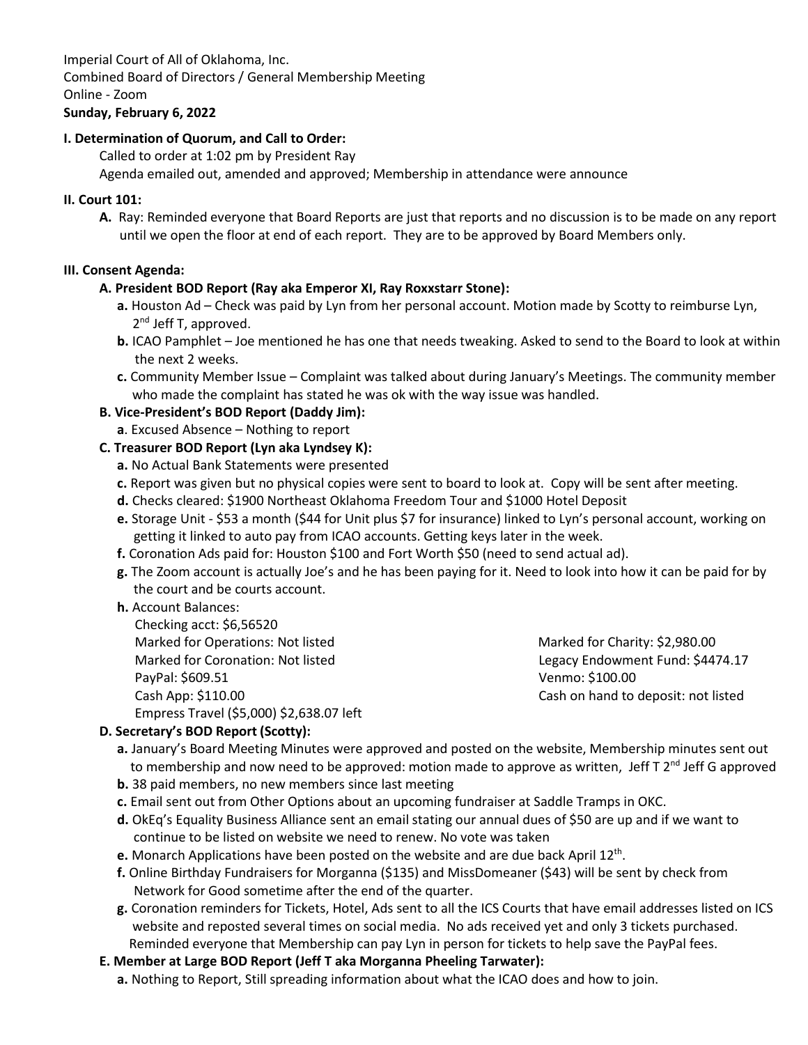Imperial Court of All of Oklahoma, Inc.
Combined Board of Directors / General Membership Meeting
Online - Zoom
**Sunday, February 6, 2022**

**I. Determination of Quorum, and Call to Order:**

Called to order at 1:02 pm by President Ray
Agenda emailed out, amended and approved; Membership in attendance were announce

**II. Court 101:**

**A.** Ray: Reminded everyone that Board Reports are just that reports and no discussion is to be made on any report until we open the floor at end of each report. They are to be approved by Board Members only.

**III. Consent Agenda:**

**A. President BOD Report (Ray aka Emperor XI, Ray Roxxstarr Stone):**

**a.** Houston Ad – Check was paid by Lyn from her personal account. Motion made by Scotty to reimburse Lyn, 2nd Jeff T, approved.

**b.** ICAO Pamphlet – Joe mentioned he has one that needs tweaking. Asked to send to the Board to look at within the next 2 weeks.

**c.** Community Member Issue – Complaint was talked about during January's Meetings. The community member who made the complaint has stated he was ok with the way issue was handled.

**B. Vice-President's BOD Report (Daddy Jim):**

**a**. Excused Absence – Nothing to report

**C. Treasurer BOD Report (Lyn aka Lyndsey K):**

**a.** No Actual Bank Statements were presented

**c.** Report was given but no physical copies were sent to board to look at. Copy will be sent after meeting.

**d.** Checks cleared: $1900 Northeast Oklahoma Freedom Tour and $1000 Hotel Deposit

**e.** Storage Unit - $53 a month ($44 for Unit plus $7 for insurance) linked to Lyn's personal account, working on getting it linked to auto pay from ICAO accounts. Getting keys later in the week.

**f.** Coronation Ads paid for: Houston $100 and Fort Worth $50 (need to send actual ad).

**g.** The Zoom account is actually Joe's and he has been paying for it. Need to look into how it can be paid for by the court and be courts account.

**h.** Account Balances:

Checking acct: $6,56520
Marked for Operations: Not listed
Marked for Coronation: Not listed
PayPal: $609.51
Cash App: $110.00
Empress Travel ($5,000) $2,638.07 left
Marked for Charity: $2,980.00
Legacy Endowment Fund: $4474.17
Venmo: $100.00
Cash on hand to deposit: not listed

**D. Secretary's BOD Report (Scotty):**

**a.** January's Board Meeting Minutes were approved and posted on the website, Membership minutes sent out to membership and now need to be approved: motion made to approve as written, Jeff T 2nd Jeff G approved

**b.** 38 paid members, no new members since last meeting

**c.** Email sent out from Other Options about an upcoming fundraiser at Saddle Tramps in OKC.

**d.** OkEq's Equality Business Alliance sent an email stating our annual dues of $50 are up and if we want to continue to be listed on website we need to renew. No vote was taken

**e.** Monarch Applications have been posted on the website and are due back April 12th.

**f.** Online Birthday Fundraisers for Morganna ($135) and MissDomeaner ($43) will be sent by check from Network for Good sometime after the end of the quarter.

**g.** Coronation reminders for Tickets, Hotel, Ads sent to all the ICS Courts that have email addresses listed on ICS website and reposted several times on social media. No ads received yet and only 3 tickets purchased. Reminded everyone that Membership can pay Lyn in person for tickets to help save the PayPal fees.

**E. Member at Large BOD Report (Jeff T aka Morganna Pheeling Tarwater):**

**a.** Nothing to Report, Still spreading information about what the ICAO does and how to join.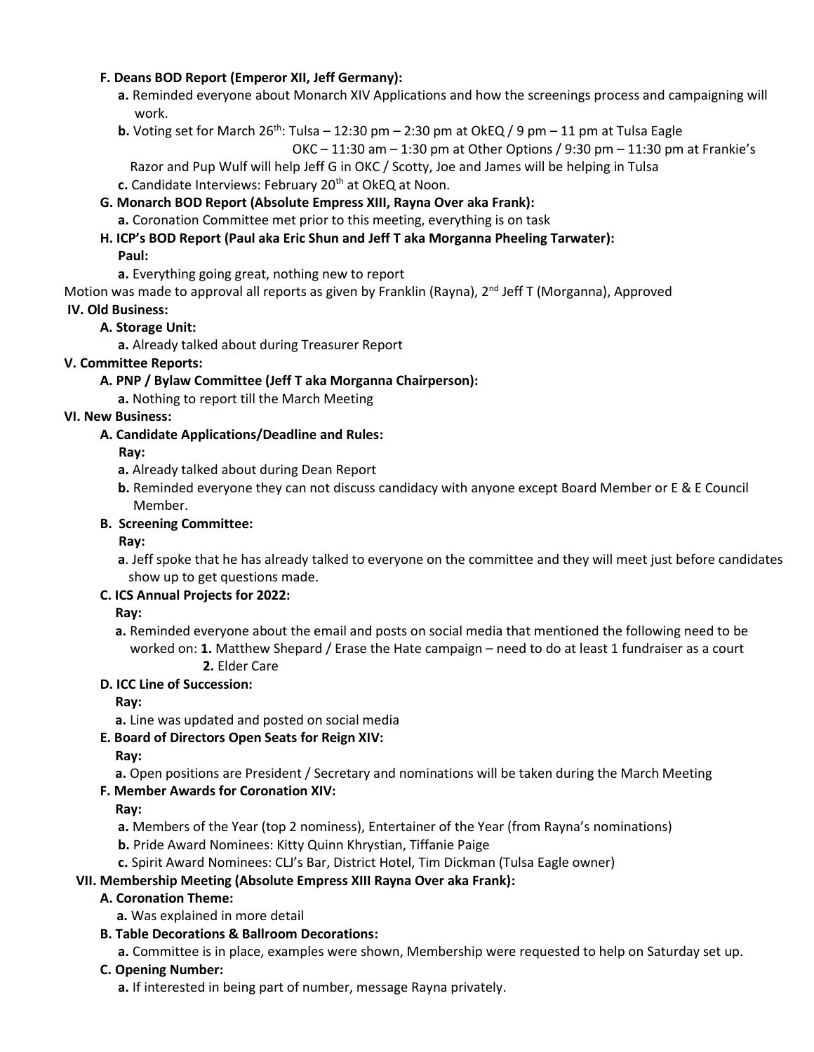**F. Deans BOD Report (Emperor XII, Jeff Germany):**

- **a.** Reminded everyone about Monarch XIV Applications and how the screenings process and campaigning will work.
- **b.** Voting set for March 26th: Tulsa – 12:30 pm – 2:30 pm at OkEQ / 9 pm – 11 pm at Tulsa Eagle
  OKC – 11:30 am – 1:30 pm at Other Options / 9:30 pm – 11:30 pm at Frankie's
  Razor and Pup Wulf will help Jeff G in OKC / Scotty, Joe and James will be helping in Tulsa
- **c.** Candidate Interviews: February 20th at OkEQ at Noon.

**G. Monarch BOD Report (Absolute Empress XIII, Rayna Over aka Frank):**

- **a.** Coronation Committee met prior to this meeting, everything is on task

**H. ICP's BOD Report (Paul aka Eric Shun and Jeff T aka Morganna Pheeling Tarwater):**

**Paul:**

- **a.** Everything going great, nothing new to report

Motion was made to approval all reports as given by Franklin (Rayna), 2nd Jeff T (Morganna), Approved

**IV. Old Business:**

**A. Storage Unit:**

- **a.** Already talked about during Treasurer Report

**V. Committee Reports:**

**A. PNP / Bylaw Committee (Jeff T aka Morganna Chairperson):**

- **a.** Nothing to report till the March Meeting

**VI. New Business:**

**A. Candidate Applications/Deadline and Rules:**

**Ray:**

- **a.** Already talked about during Dean Report
- **b.** Reminded everyone they can not discuss candidacy with anyone except Board Member or E & E Council Member.

**B. Screening Committee:**

**Ray:**

- **a**. Jeff spoke that he has already talked to everyone on the committee and they will meet just before candidates show up to get questions made.

**C. ICS Annual Projects for 2022:**

**Ray:**

- **a.** Reminded everyone about the email and posts on social media that mentioned the following need to be worked on: **1.** Matthew Shepard / Erase the Hate campaign – need to do at least 1 fundraiser as a court
  **2.** Elder Care

**D. ICC Line of Succession:**

**Ray:**

- **a.** Line was updated and posted on social media

**E. Board of Directors Open Seats for Reign XIV:**

**Ray:**

- **a.** Open positions are President / Secretary and nominations will be taken during the March Meeting

**F. Member Awards for Coronation XIV:**

**Ray:**

- **a.** Members of the Year (top 2 nominess), Entertainer of the Year (from Rayna's nominations)
- **b.** Pride Award Nominees: Kitty Quinn Khrystian, Tiffanie Paige
- **c.** Spirit Award Nominees: CLJ's Bar, District Hotel, Tim Dickman (Tulsa Eagle owner)

**VII. Membership Meeting (Absolute Empress XIII Rayna Over aka Frank):**

**A. Coronation Theme:**

- **a.** Was explained in more detail

**B. Table Decorations & Ballroom Decorations:**

- **a.** Committee is in place, examples were shown, Membership were requested to help on Saturday set up.

**C. Opening Number:**

- **a.** If interested in being part of number, message Rayna privately.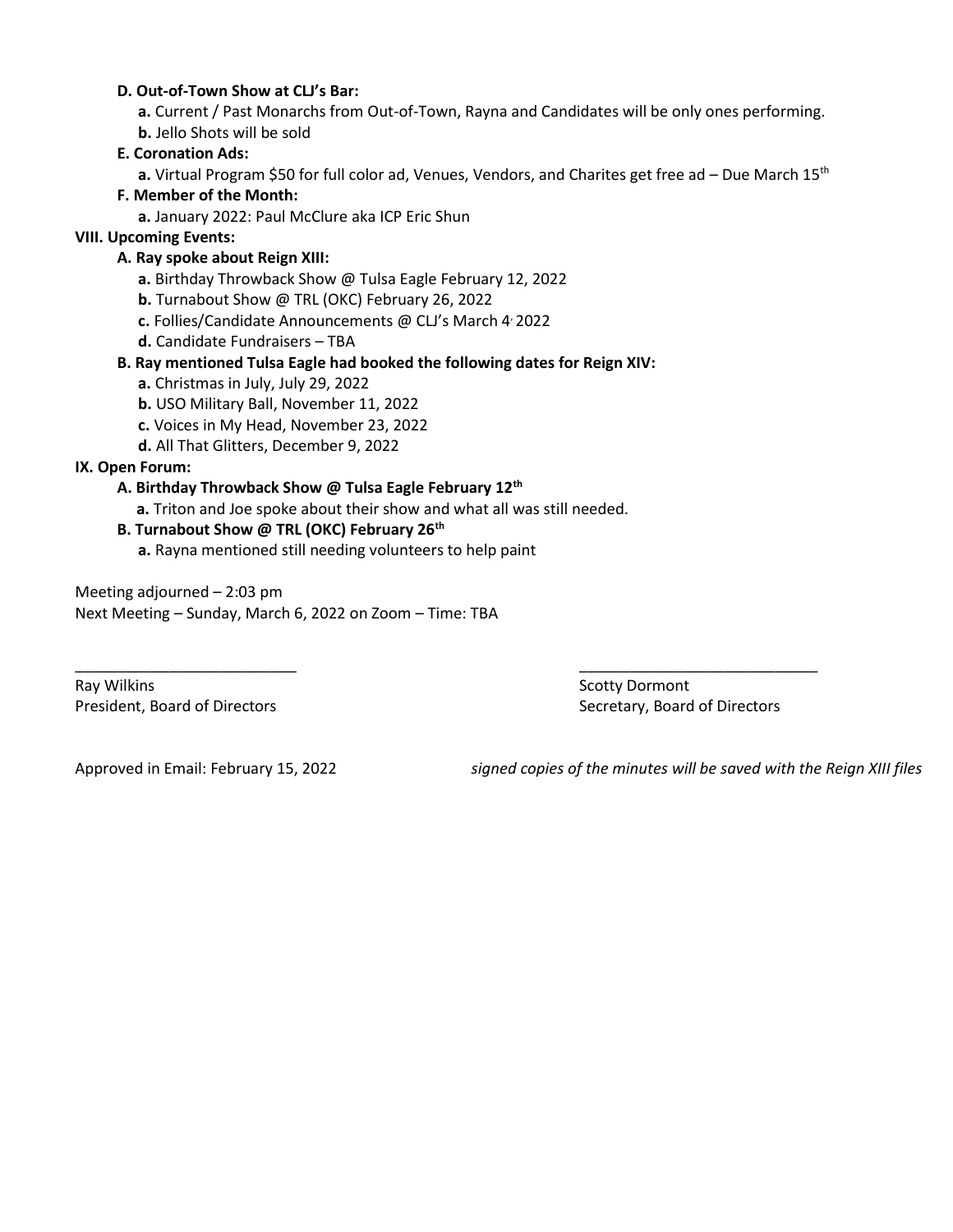**D. Out-of-Town Show at CLJ's Bar:**

**a.** Current / Past Monarchs from Out-of-Town, Rayna and Candidates will be only ones performing.
**b.** Jello Shots will be sold

**E. Coronation Ads:**

**a.** Virtual Program $50 for full color ad, Venues, Vendors, and Charites get free ad – Due March 15th

**F. Member of the Month:**

**a.** January 2022: Paul McClure aka ICP Eric Shun

**VIII. Upcoming Events:**

**A. Ray spoke about Reign XIII:**

**a.** Birthday Throwback Show @ Tulsa Eagle February 12, 2022
**b.** Turnabout Show @ TRL (OKC) February 26, 2022
**c.** Follies/Candidate Announcements @ CLJ's March 4, 2022
**d.** Candidate Fundraisers – TBA

**B. Ray mentioned Tulsa Eagle had booked the following dates for Reign XIV:**

**a.** Christmas in July, July 29, 2022
**b.** USO Military Ball, November 11, 2022
**c.** Voices in My Head, November 23, 2022
**d.** All That Glitters, December 9, 2022

**IX. Open Forum:**

**A. Birthday Throwback Show @ Tulsa Eagle February 12th**

**a.** Triton and Joe spoke about their show and what all was still needed.

**B. Turnabout Show @ TRL (OKC) February 26th**

**a.** Rayna mentioned still needing volunteers to help paint

Meeting adjourned – 2:03 pm
Next Meeting – Sunday, March 6, 2022 on Zoom – Time: TBA

___________________________
Ray Wilkins
President, Board of Directors

___________________________
Scotty Dormont
Secretary, Board of Directors

Approved in Email: February 15, 2022

*signed copies of the minutes will be saved with the Reign XIII files*